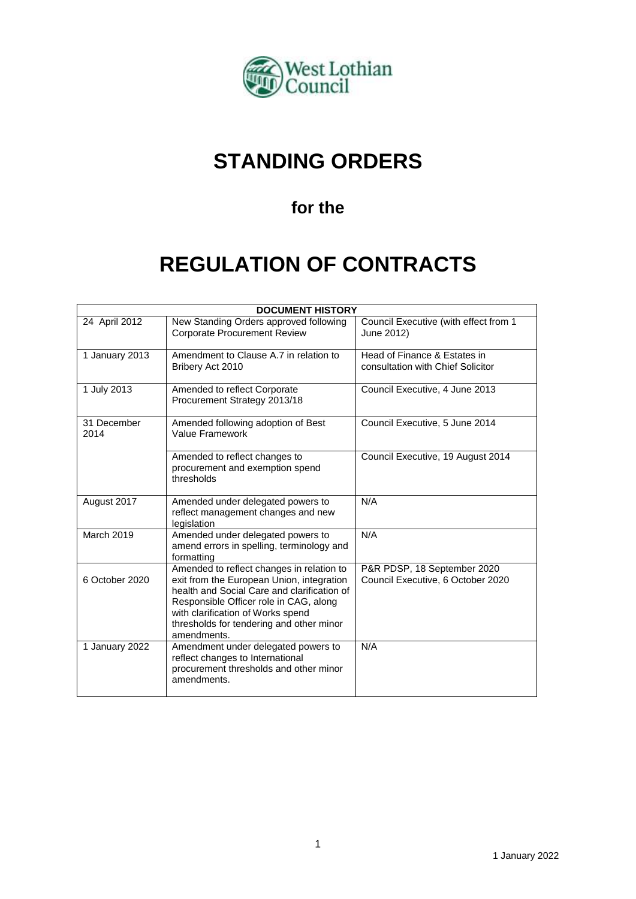# STANDING ORDERS

## for the

# REGULATION OF CONTRACTS

| DOCUMENT HISTORY | | |
|---|---|---|
| 24 April 2012 | New Standing Orders approved following Corporate Procurement Review | Council Executive (with effect from 1 June 2012) |
| 1 January 2013 | Amendment to Clause A.7 in relation to Bribery Act 2010 | Head of Finance & Estates in consultation with Chief Solicitor |
| 1 July 2013 | Amended to reflect Corporate Procurement Strategy 2013/18 | Council Executive, 4 June 2013 |
| 31 December 2014 | Amended following adoption of Best Value Framework | Council Executive, 5 June 2014 |
| | Amended to reflect changes to procurement and exemption spend thresholds | Council Executive, 19 August 2014 |
| August 2017 | Amended under delegated powers to reflect management changes and new legislation | N/A |
| March 2019 | Amended under delegated powers to amend errors in spelling, terminology and formatting | N/A |
| 6 October 2020 | Amended to reflect changes in relation to exit from the European Union, integration health and Social Care and clarification of Responsible Officer role in CAG, along with clarification of Works spend thresholds for tendering and other minor amendments. | P&R PDSP, 18 September 2020<br>Council Executive, 6 October 2020 |
| 1 January 2022 | Amendment under delegated powers to reflect changes to International procurement thresholds and other minor amendments. | N/A |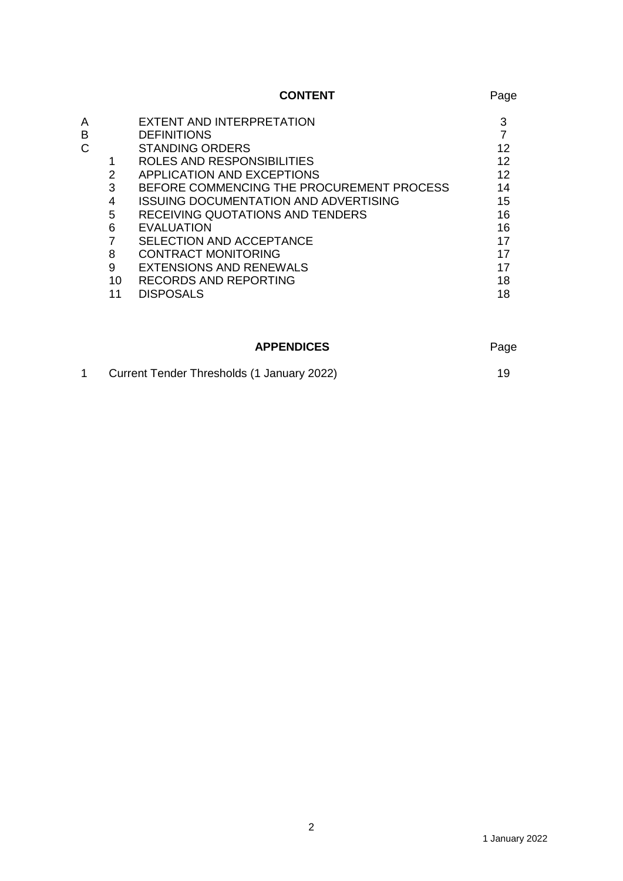## CONTENT

| | | | Page |
|---|---|---|---|
| A | | EXTENT AND INTERPRETATION | 3 |
| B | | DEFINITIONS | 7 |
| C | | STANDING ORDERS | 12 |
| | 1 | ROLES AND RESPONSIBILITIES | 12 |
| | 2 | APPLICATION AND EXCEPTIONS | 12 |
| | 3 | BEFORE COMMENCING THE PROCUREMENT PROCESS | 14 |
| | 4 | ISSUING DOCUMENTATION AND ADVERTISING | 15 |
| | 5 | RECEIVING QUOTATIONS AND TENDERS | 16 |
| | 6 | EVALUATION | 16 |
| | 7 | SELECTION AND ACCEPTANCE | 17 |
| | 8 | CONTRACT MONITORING | 17 |
| | 9 | EXTENSIONS AND RENEWALS | 17 |
| | 10 | RECORDS AND REPORTING | 18 |
| | 11 | DISPOSALS | 18 |

## APPENDICES

| | | Page |
|---|---|---|
| 1 | Current Tender Thresholds (1 January 2022) | 19 |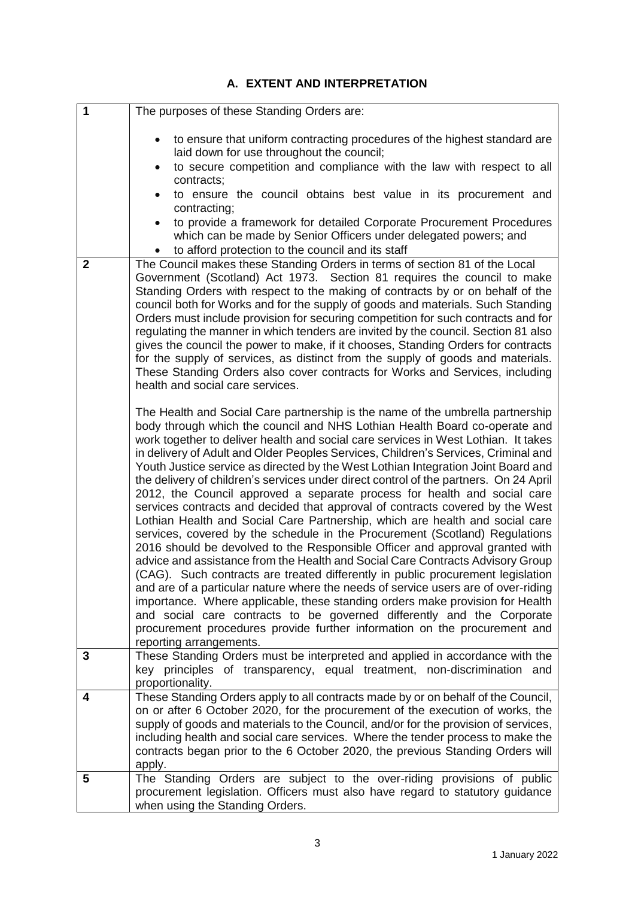## A. EXTENT AND INTERPRETATION

| | |
|---|---|
| **1** | The purposes of these Standing Orders are:<br><br>• to ensure that uniform contracting procedures of the highest standard are laid down for use throughout the council;<br>• to secure competition and compliance with the law with respect to all contracts;<br>• to ensure the council obtains best value in its procurement and contracting;<br>• to provide a framework for detailed Corporate Procurement Procedures which can be made by Senior Officers under delegated powers; and<br>• to afford protection to the council and its staff |
| **2** | The Council makes these Standing Orders in terms of section 81 of the Local Government (Scotland) Act 1973. Section 81 requires the council to make Standing Orders with respect to the making of contracts by or on behalf of the council both for Works and for the supply of goods and materials. Such Standing Orders must include provision for securing competition for such contracts and for regulating the manner in which tenders are invited by the council. Section 81 also gives the council the power to make, if it chooses, Standing Orders for contracts for the supply of services, as distinct from the supply of goods and materials. These Standing Orders also cover contracts for Works and Services, including health and social care services.<br><br>The Health and Social Care partnership is the name of the umbrella partnership body through which the council and NHS Lothian Health Board co-operate and work together to deliver health and social care services in West Lothian. It takes in delivery of Adult and Older Peoples Services, Children's Services, Criminal and Youth Justice service as directed by the West Lothian Integration Joint Board and the delivery of children's services under direct control of the partners. On 24 April 2012, the Council approved a separate process for health and social care services contracts and decided that approval of contracts covered by the West Lothian Health and Social Care Partnership, which are health and social care services, covered by the schedule in the Procurement (Scotland) Regulations 2016 should be devolved to the Responsible Officer and approval granted with advice and assistance from the Health and Social Care Contracts Advisory Group (CAG). Such contracts are treated differently in public procurement legislation and are of a particular nature where the needs of service users are of over-riding importance. Where applicable, these standing orders make provision for Health and social care contracts to be governed differently and the Corporate procurement procedures provide further information on the procurement and reporting arrangements. |
| **3** | These Standing Orders must be interpreted and applied in accordance with the key principles of transparency, equal treatment, non-discrimination and proportionality. |
| **4** | These Standing Orders apply to all contracts made by or on behalf of the Council, on or after 6 October 2020, for the procurement of the execution of works, the supply of goods and materials to the Council, and/or for the provision of services, including health and social care services. Where the tender process to make the contracts began prior to the 6 October 2020, the previous Standing Orders will apply. |
| **5** | The Standing Orders are subject to the over-riding provisions of public procurement legislation. Officers must also have regard to statutory guidance when using the Standing Orders. |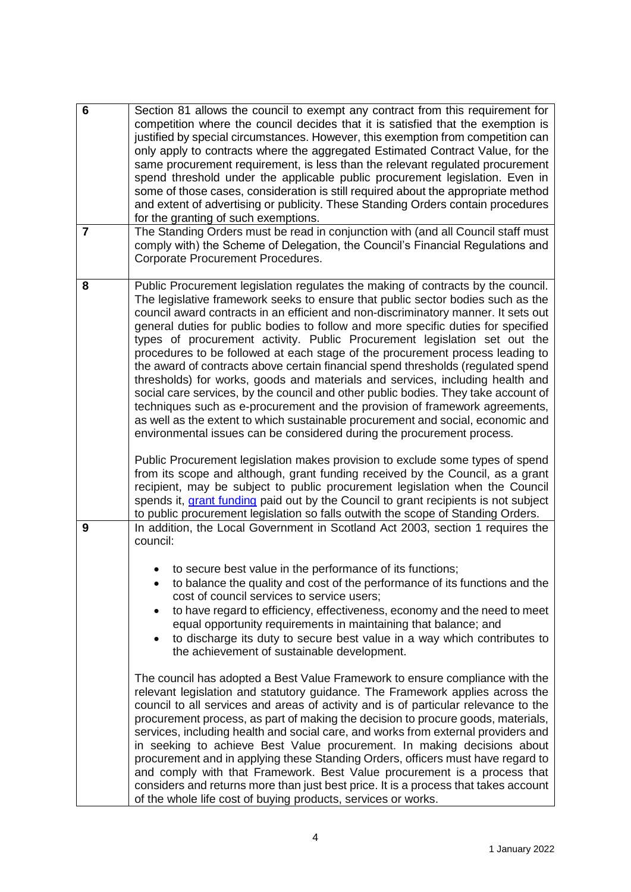| | |
|---|---|
| **6** | Section 81 allows the council to exempt any contract from this requirement for competition where the council decides that it is satisfied that the exemption is justified by special circumstances. However, this exemption from competition can only apply to contracts where the aggregated Estimated Contract Value, for the same procurement requirement, is less than the relevant regulated procurement spend threshold under the applicable public procurement legislation. Even in some of those cases, consideration is still required about the appropriate method and extent of advertising or publicity. These Standing Orders contain procedures for the granting of such exemptions. |
| **7** | The Standing Orders must be read in conjunction with (and all Council staff must comply with) the Scheme of Delegation, the Council's Financial Regulations and Corporate Procurement Procedures. |
| **8** | Public Procurement legislation regulates the making of contracts by the council. The legislative framework seeks to ensure that public sector bodies such as the council award contracts in an efficient and non-discriminatory manner. It sets out general duties for public bodies to follow and more specific duties for specified types of procurement activity. Public Procurement legislation set out the procedures to be followed at each stage of the procurement process leading to the award of contracts above certain financial spend thresholds (regulated spend thresholds) for works, goods and materials and services, including health and social care services, by the council and other public bodies. They take account of techniques such as e-procurement and the provision of framework agreements, as well as the extent to which sustainable procurement and social, economic and environmental issues can be considered during the procurement process.<br><br>Public Procurement legislation makes provision to exclude some types of spend from its scope and although, grant funding received by the Council, as a grant recipient, may be subject to public procurement legislation when the Council spends it, grant funding paid out by the Council to grant recipients is not subject to public procurement legislation so falls outwith the scope of Standing Orders. |
| **9** | In addition, the Local Government in Scotland Act 2003, section 1 requires the council:<br><br>• to secure best value in the performance of its functions;<br>• to balance the quality and cost of the performance of its functions and the cost of council services to service users;<br>• to have regard to efficiency, effectiveness, economy and the need to meet equal opportunity requirements in maintaining that balance; and<br>• to discharge its duty to secure best value in a way which contributes to the achievement of sustainable development.<br><br>The council has adopted a Best Value Framework to ensure compliance with the relevant legislation and statutory guidance. The Framework applies across the council to all services and areas of activity and is of particular relevance to the procurement process, as part of making the decision to procure goods, materials, services, including health and social care, and works from external providers and in seeking to achieve Best Value procurement. In making decisions about procurement and in applying these Standing Orders, officers must have regard to and comply with that Framework. Best Value procurement is a process that considers and returns more than just best price. It is a process that takes account of the whole life cost of buying products, services or works. |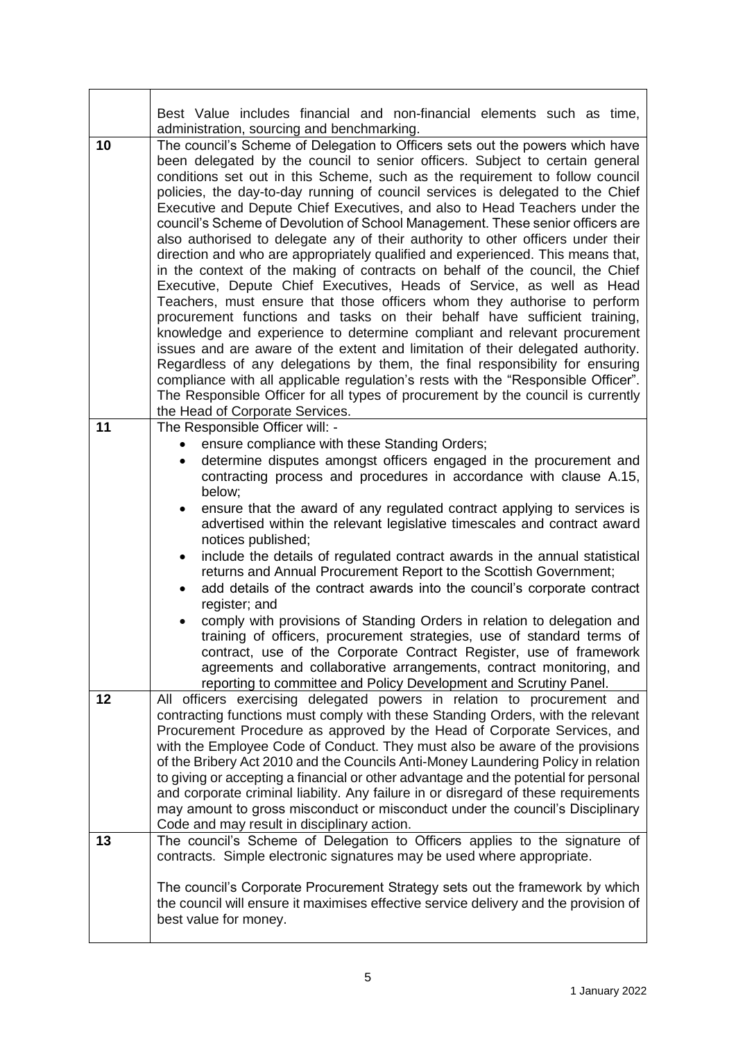| | |
|---|---|
| | Best Value includes financial and non-financial elements such as time, administration, sourcing and benchmarking. |
| 10 | The council's Scheme of Delegation to Officers sets out the powers which have been delegated by the council to senior officers. Subject to certain general conditions set out in this Scheme, such as the requirement to follow council policies, the day-to-day running of council services is delegated to the Chief Executive and Depute Chief Executives, and also to Head Teachers under the council's Scheme of Devolution of School Management. These senior officers are also authorised to delegate any of their authority to other officers under their direction and who are appropriately qualified and experienced. This means that, in the context of the making of contracts on behalf of the council, the Chief Executive, Depute Chief Executives, Heads of Service, as well as Head Teachers, must ensure that those officers whom they authorise to perform procurement functions and tasks on their behalf have sufficient training, knowledge and experience to determine compliant and relevant procurement issues and are aware of the extent and limitation of their delegated authority. Regardless of any delegations by them, the final responsibility for ensuring compliance with all applicable regulation's rests with the "Responsible Officer". The Responsible Officer for all types of procurement by the council is currently the Head of Corporate Services. |
| 11 | The Responsible Officer will: -<br>• ensure compliance with these Standing Orders;<br>• determine disputes amongst officers engaged in the procurement and contracting process and procedures in accordance with clause A.15, below;<br>• ensure that the award of any regulated contract applying to services is advertised within the relevant legislative timescales and contract award notices published;<br>• include the details of regulated contract awards in the annual statistical returns and Annual Procurement Report to the Scottish Government;<br>• add details of the contract awards into the council's corporate contract register; and<br>• comply with provisions of Standing Orders in relation to delegation and training of officers, procurement strategies, use of standard terms of contract, use of the Corporate Contract Register, use of framework agreements and collaborative arrangements, contract monitoring, and reporting to committee and Policy Development and Scrutiny Panel. |
| 12 | All officers exercising delegated powers in relation to procurement and contracting functions must comply with these Standing Orders, with the relevant Procurement Procedure as approved by the Head of Corporate Services, and with the Employee Code of Conduct. They must also be aware of the provisions of the Bribery Act 2010 and the Councils Anti-Money Laundering Policy in relation to giving or accepting a financial or other advantage and the potential for personal and corporate criminal liability. Any failure in or disregard of these requirements may amount to gross misconduct or misconduct under the council's Disciplinary Code and may result in disciplinary action. |
| 13 | The council's Scheme of Delegation to Officers applies to the signature of contracts. Simple electronic signatures may be used where appropriate.<br><br>The council's Corporate Procurement Strategy sets out the framework by which the council will ensure it maximises effective service delivery and the provision of best value for money. |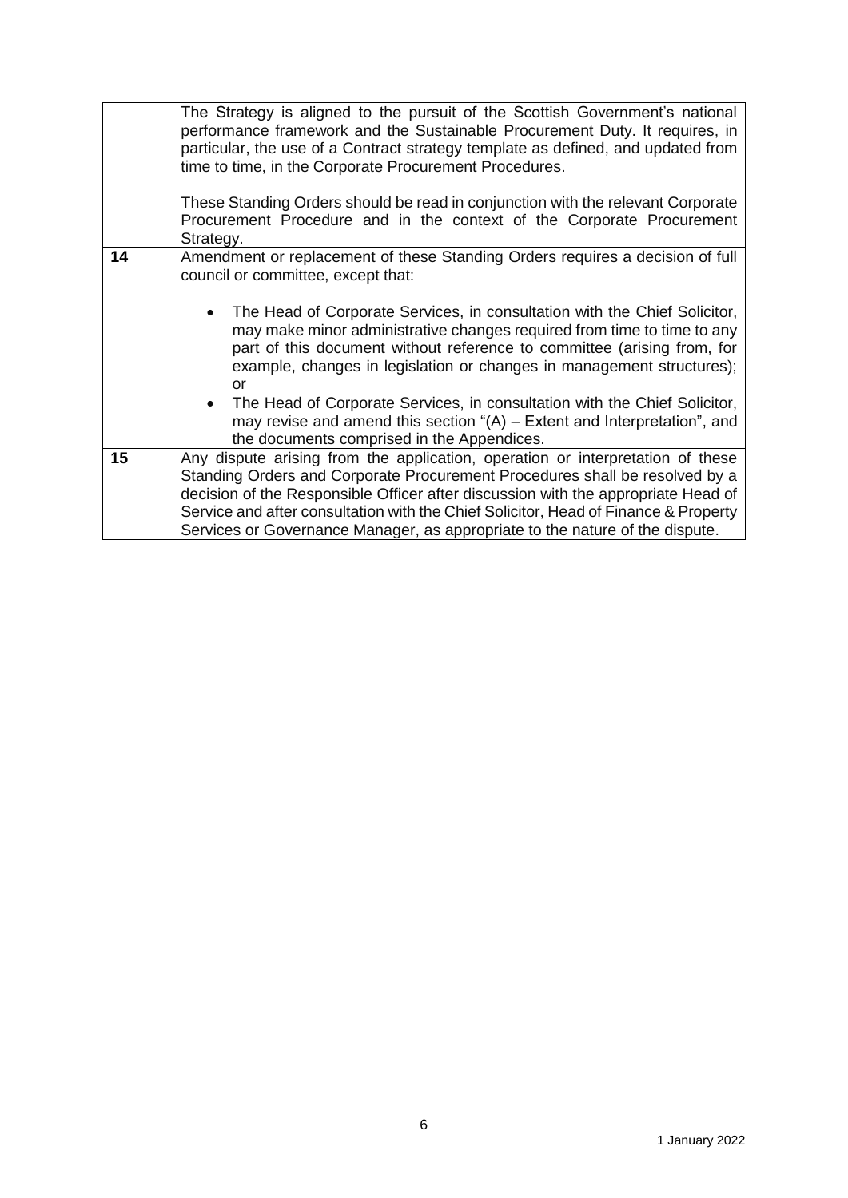| | |
|---|---|
| | The Strategy is aligned to the pursuit of the Scottish Government's national performance framework and the Sustainable Procurement Duty. It requires, in particular, the use of a Contract strategy template as defined, and updated from time to time, in the Corporate Procurement Procedures.<br><br>These Standing Orders should be read in conjunction with the relevant Corporate Procurement Procedure and in the context of the Corporate Procurement Strategy. |
| **14** | Amendment or replacement of these Standing Orders requires a decision of full council or committee, except that:<br><br>• The Head of Corporate Services, in consultation with the Chief Solicitor, may make minor administrative changes required from time to time to any part of this document without reference to committee (arising from, for example, changes in legislation or changes in management structures); or<br>• The Head of Corporate Services, in consultation with the Chief Solicitor, may revise and amend this section "(A) – Extent and Interpretation", and the documents comprised in the Appendices. |
| **15** | Any dispute arising from the application, operation or interpretation of these Standing Orders and Corporate Procurement Procedures shall be resolved by a decision of the Responsible Officer after discussion with the appropriate Head of Service and after consultation with the Chief Solicitor, Head of Finance & Property Services or Governance Manager, as appropriate to the nature of the dispute. |

1 January 2022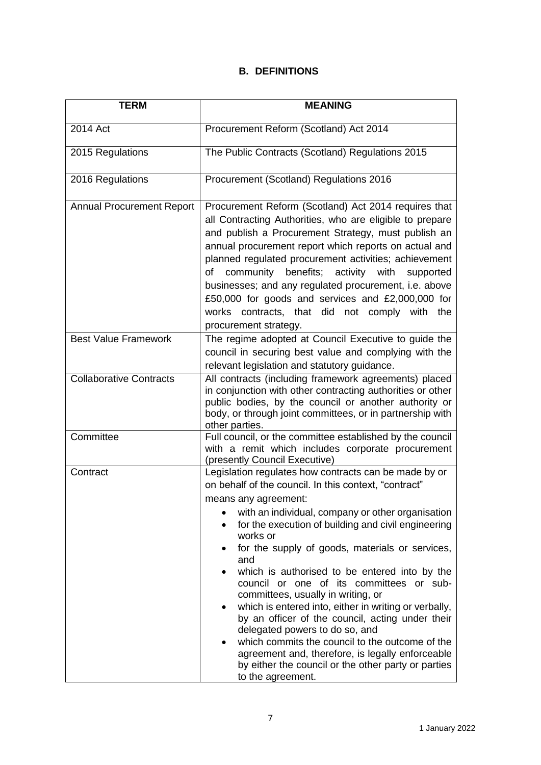## B. DEFINITIONS

| TERM | MEANING |
|---|---|
| 2014 Act | Procurement Reform (Scotland) Act 2014 |
| 2015 Regulations | The Public Contracts (Scotland) Regulations 2015 |
| 2016 Regulations | Procurement (Scotland) Regulations 2016 |
| Annual Procurement Report | Procurement Reform (Scotland) Act 2014 requires that all Contracting Authorities, who are eligible to prepare and publish a Procurement Strategy, must publish an annual procurement report which reports on actual and planned regulated procurement activities; achievement of community benefits; activity with supported businesses; and any regulated procurement, i.e. above £50,000 for goods and services and £2,000,000 for works contracts, that did not comply with the procurement strategy. |
| Best Value Framework | The regime adopted at Council Executive to guide the council in securing best value and complying with the relevant legislation and statutory guidance. |
| Collaborative Contracts | All contracts (including framework agreements) placed in conjunction with other contracting authorities or other public bodies, by the council or another authority or body, or through joint committees, or in partnership with other parties. |
| Committee | Full council, or the committee established by the council with a remit which includes corporate procurement (presently Council Executive) |
| Contract | Legislation regulates how contracts can be made by or on behalf of the council. In this context, "contract" means any agreement:<br>• with an individual, company or other organisation<br>• for the execution of building and civil engineering works or<br>• for the supply of goods, materials or services, and<br>• which is authorised to be entered into by the council or one of its committees or sub-committees, usually in writing, or<br>• which is entered into, either in writing or verbally, by an officer of the council, acting under their delegated powers to do so, and<br>• which commits the council to the outcome of the agreement and, therefore, is legally enforceable by either the council or the other party or parties to the agreement. |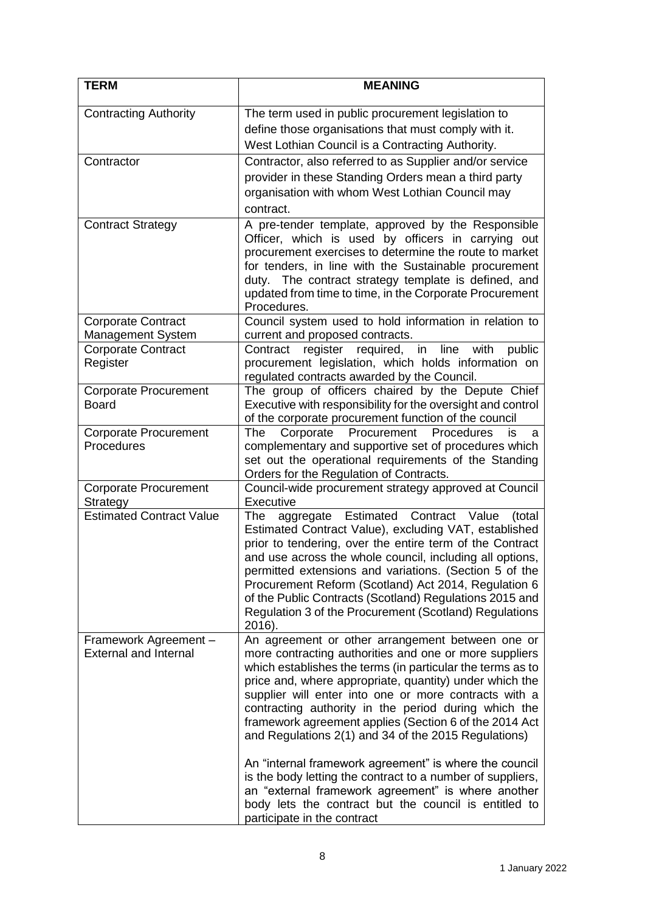| TERM | MEANING |
|---|---|
| Contracting Authority | The term used in public procurement legislation to define those organisations that must comply with it. West Lothian Council is a Contracting Authority. |
| Contractor | Contractor, also referred to as Supplier and/or service provider in these Standing Orders mean a third party organisation with whom West Lothian Council may contract. |
| Contract Strategy | A pre-tender template, approved by the Responsible Officer, which is used by officers in carrying out procurement exercises to determine the route to market for tenders, in line with the Sustainable procurement duty. The contract strategy template is defined, and updated from time to time, in the Corporate Procurement Procedures. |
| Corporate Contract Management System | Council system used to hold information in relation to current and proposed contracts. |
| Corporate Contract Register | Contract register required, in line with public procurement legislation, which holds information on regulated contracts awarded by the Council. |
| Corporate Procurement Board | The group of officers chaired by the Depute Chief Executive with responsibility for the oversight and control of the corporate procurement function of the council |
| Corporate Procurement Procedures | The Corporate Procurement Procedures is a complementary and supportive set of procedures which set out the operational requirements of the Standing Orders for the Regulation of Contracts. |
| Corporate Procurement Strategy | Council-wide procurement strategy approved at Council Executive |
| Estimated Contract Value | The aggregate Estimated Contract Value (total Estimated Contract Value), excluding VAT, established prior to tendering, over the entire term of the Contract and use across the whole council, including all options, permitted extensions and variations. (Section 5 of the Procurement Reform (Scotland) Act 2014, Regulation 6 of the Public Contracts (Scotland) Regulations 2015 and Regulation 3 of the Procurement (Scotland) Regulations 2016). |
| Framework Agreement – External and Internal | An agreement or other arrangement between one or more contracting authorities and one or more suppliers which establishes the terms (in particular the terms as to price and, where appropriate, quantity) under which the supplier will enter into one or more contracts with a contracting authority in the period during which the framework agreement applies (Section 6 of the 2014 Act and Regulations 2(1) and 34 of the 2015 Regulations)<br><br>An "internal framework agreement" is where the council is the body letting the contract to a number of suppliers, an "external framework agreement" is where another body lets the contract but the council is entitled to participate in the contract |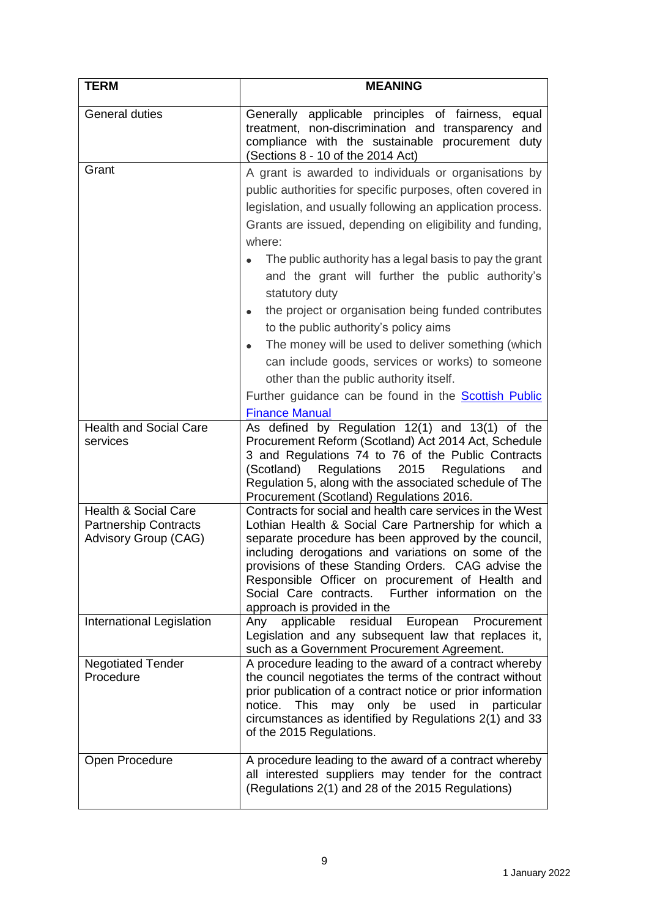| TERM | MEANING |
|---|---|
| General duties | Generally applicable principles of fairness, equal treatment, non-discrimination and transparency and compliance with the sustainable procurement duty (Sections 8 - 10 of the 2014 Act) |
| Grant | A grant is awarded to individuals or organisations by public authorities for specific purposes, often covered in legislation, and usually following an application process. Grants are issued, depending on eligibility and funding, where:<br>• The public authority has a legal basis to pay the grant and the grant will further the public authority's statutory duty<br>• the project or organisation being funded contributes to the public authority's policy aims<br>• The money will be used to deliver something (which can include goods, services or works) to someone other than the public authority itself.<br>Further guidance can be found in the Scottish Public Finance Manual |
| Health and Social Care services | As defined by Regulation 12(1) and 13(1) of the Procurement Reform (Scotland) Act 2014 Act, Schedule 3 and Regulations 74 to 76 of the Public Contracts (Scotland) Regulations 2015 Regulations and Regulation 5, along with the associated schedule of The Procurement (Scotland) Regulations 2016. |
| Health & Social Care Partnership Contracts Advisory Group (CAG) | Contracts for social and health care services in the West Lothian Health & Social Care Partnership for which a separate procedure has been approved by the council, including derogations and variations on some of the provisions of these Standing Orders. CAG advise the Responsible Officer on procurement of Health and Social Care contracts. Further information on the approach is provided in the |
| International Legislation | Any applicable residual European Procurement Legislation and any subsequent law that replaces it, such as a Government Procurement Agreement. |
| Negotiated Tender Procedure | A procedure leading to the award of a contract whereby the council negotiates the terms of the contract without prior publication of a contract notice or prior information notice. This may only be used in particular circumstances as identified by Regulations 2(1) and 33 of the 2015 Regulations. |
| Open Procedure | A procedure leading to the award of a contract whereby all interested suppliers may tender for the contract (Regulations 2(1) and 28 of the 2015 Regulations) |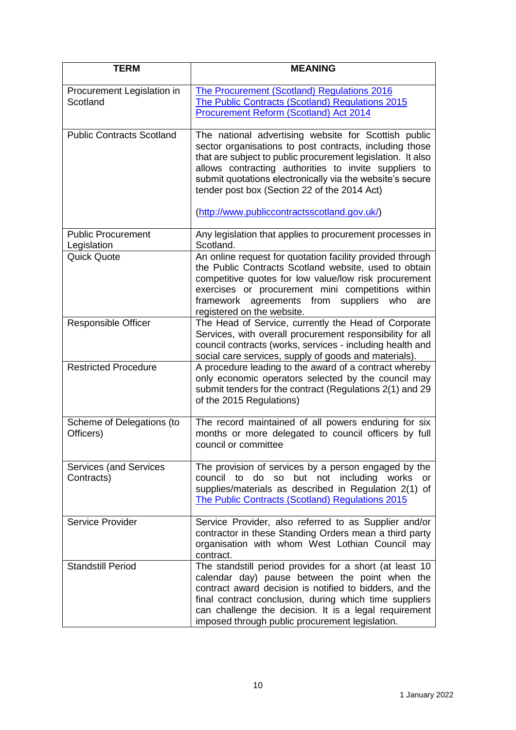| TERM | MEANING |
| --- | --- |
| Procurement Legislation in Scotland | The Procurement (Scotland) Regulations 2016<br>The Public Contracts (Scotland) Regulations 2015<br>Procurement Reform (Scotland) Act 2014 |
| Public Contracts Scotland | The national advertising website for Scottish public sector organisations to post contracts, including those that are subject to public procurement legislation. It also allows contracting authorities to invite suppliers to submit quotations electronically via the website's secure tender post box (Section 22 of the 2014 Act)<br><br>(http://www.publiccontractsscotland.gov.uk/) |
| Public Procurement Legislation | Any legislation that applies to procurement processes in Scotland. |
| Quick Quote | An online request for quotation facility provided through the Public Contracts Scotland website, used to obtain competitive quotes for low value/low risk procurement exercises or procurement mini competitions within framework agreements from suppliers who are registered on the website. |
| Responsible Officer | The Head of Service, currently the Head of Corporate Services, with overall procurement responsibility for all council contracts (works, services - including health and social care services, supply of goods and materials). |
| Restricted Procedure | A procedure leading to the award of a contract whereby only economic operators selected by the council may submit tenders for the contract (Regulations 2(1) and 29 of the 2015 Regulations) |
| Scheme of Delegations (to Officers) | The record maintained of all powers enduring for six months or more delegated to council officers by full council or committee |
| Services (and Services Contracts) | The provision of services by a person engaged by the council to do so but not including works or supplies/materials as described in Regulation 2(1) of The Public Contracts (Scotland) Regulations 2015 |
| Service Provider | Service Provider, also referred to as Supplier and/or contractor in these Standing Orders mean a third party organisation with whom West Lothian Council may contract. |
| Standstill Period | The standstill period provides for a short (at least 10 calendar day) pause between the point when the contract award decision is notified to bidders, and the final contract conclusion, during which time suppliers can challenge the decision. It is a legal requirement imposed through public procurement legislation. |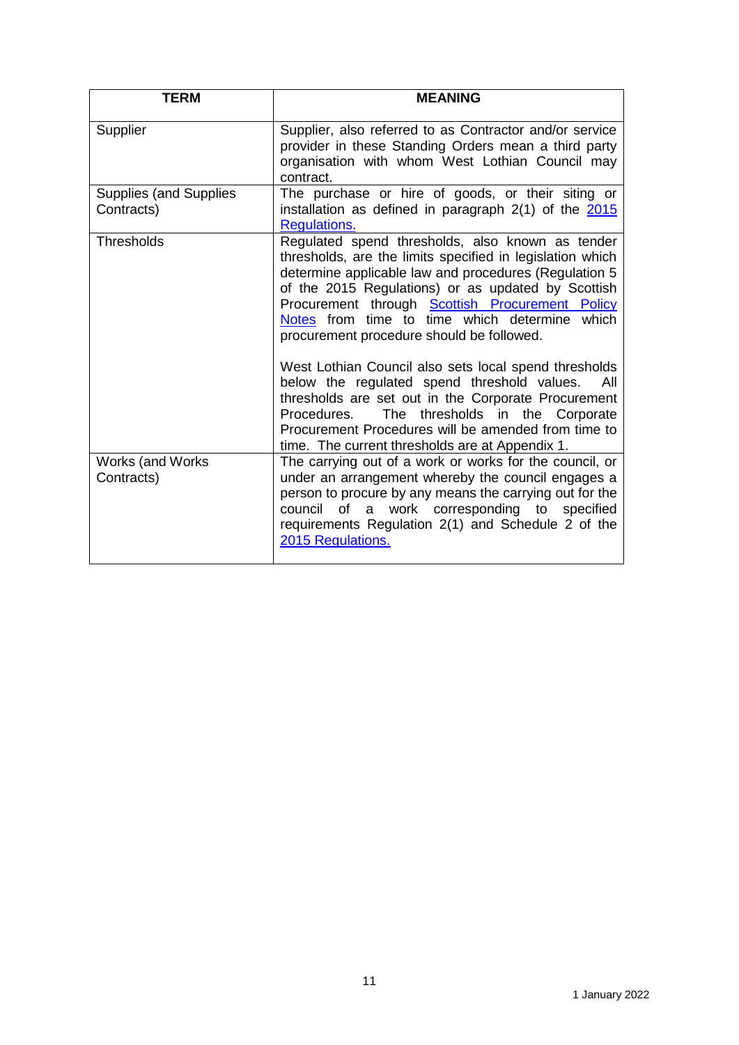| TERM | MEANING |
| --- | --- |
| Supplier | Supplier, also referred to as Contractor and/or service provider in these Standing Orders mean a third party organisation with whom West Lothian Council may contract. |
| Supplies (and Supplies Contracts) | The purchase or hire of goods, or their siting or installation as defined in paragraph 2(1) of the [2015 Regulations.]() |
| Thresholds | Regulated spend thresholds, also known as tender thresholds, are the limits specified in legislation which determine applicable law and procedures (Regulation 5 of the 2015 Regulations) or as updated by Scottish Procurement through [Scottish Procurement Policy Notes]() from time to time which determine which procurement procedure should be followed.<br><br>West Lothian Council also sets local spend thresholds below the regulated spend threshold values. All thresholds are set out in the Corporate Procurement Procedures. The thresholds in the Corporate Procurement Procedures will be amended from time to time. The current thresholds are at Appendix 1. |
| Works (and Works Contracts) | The carrying out of a work or works for the council, or under an arrangement whereby the council engages a person to procure by any means the carrying out for the council of a work corresponding to specified requirements Regulation 2(1) and Schedule 2 of the [2015 Regulations.]() |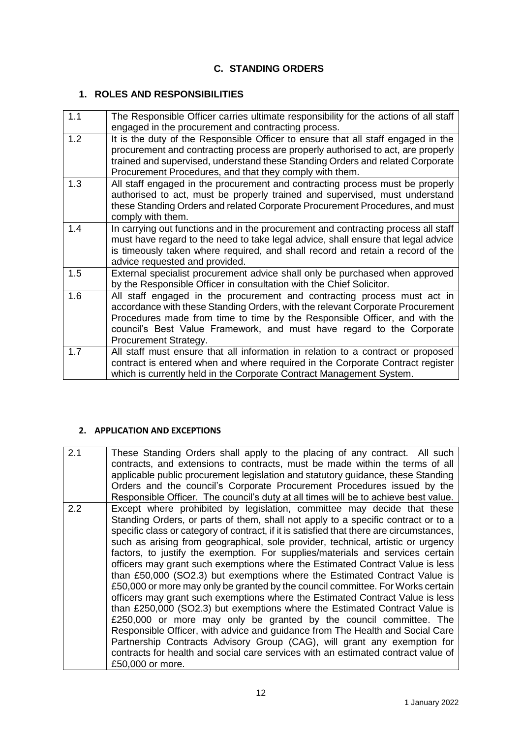# C. STANDING ORDERS

## 1. ROLES AND RESPONSIBILITIES

| | |
|---|---|
| 1.1 | The Responsible Officer carries ultimate responsibility for the actions of all staff engaged in the procurement and contracting process. |
| 1.2 | It is the duty of the Responsible Officer to ensure that all staff engaged in the procurement and contracting process are properly authorised to act, are properly trained and supervised, understand these Standing Orders and related Corporate Procurement Procedures, and that they comply with them. |
| 1.3 | All staff engaged in the procurement and contracting process must be properly authorised to act, must be properly trained and supervised, must understand these Standing Orders and related Corporate Procurement Procedures, and must comply with them. |
| 1.4 | In carrying out functions and in the procurement and contracting process all staff must have regard to the need to take legal advice, shall ensure that legal advice is timeously taken where required, and shall record and retain a record of the advice requested and provided. |
| 1.5 | External specialist procurement advice shall only be purchased when approved by the Responsible Officer in consultation with the Chief Solicitor. |
| 1.6 | All staff engaged in the procurement and contracting process must act in accordance with these Standing Orders, with the relevant Corporate Procurement Procedures made from time to time by the Responsible Officer, and with the council's Best Value Framework, and must have regard to the Corporate Procurement Strategy. |
| 1.7 | All staff must ensure that all information in relation to a contract or proposed contract is entered when and where required in the Corporate Contract register which is currently held in the Corporate Contract Management System. |

## 2. APPLICATION AND EXCEPTIONS

| | |
|---|---|
| 2.1 | These Standing Orders shall apply to the placing of any contract. All such contracts, and extensions to contracts, must be made within the terms of all applicable public procurement legislation and statutory guidance, these Standing Orders and the council's Corporate Procurement Procedures issued by the Responsible Officer. The council's duty at all times will be to achieve best value. |
| 2.2 | Except where prohibited by legislation, committee may decide that these Standing Orders, or parts of them, shall not apply to a specific contract or to a specific class or category of contract, if it is satisfied that there are circumstances, such as arising from geographical, sole provider, technical, artistic or urgency factors, to justify the exemption. For supplies/materials and services certain officers may grant such exemptions where the Estimated Contract Value is less than £50,000 (SO2.3) but exemptions where the Estimated Contract Value is £50,000 or more may only be granted by the council committee. For Works certain officers may grant such exemptions where the Estimated Contract Value is less than £250,000 (SO2.3) but exemptions where the Estimated Contract Value is £250,000 or more may only be granted by the council committee. The Responsible Officer, with advice and guidance from The Health and Social Care Partnership Contracts Advisory Group (CAG), will grant any exemption for contracts for health and social care services with an estimated contract value of £50,000 or more. |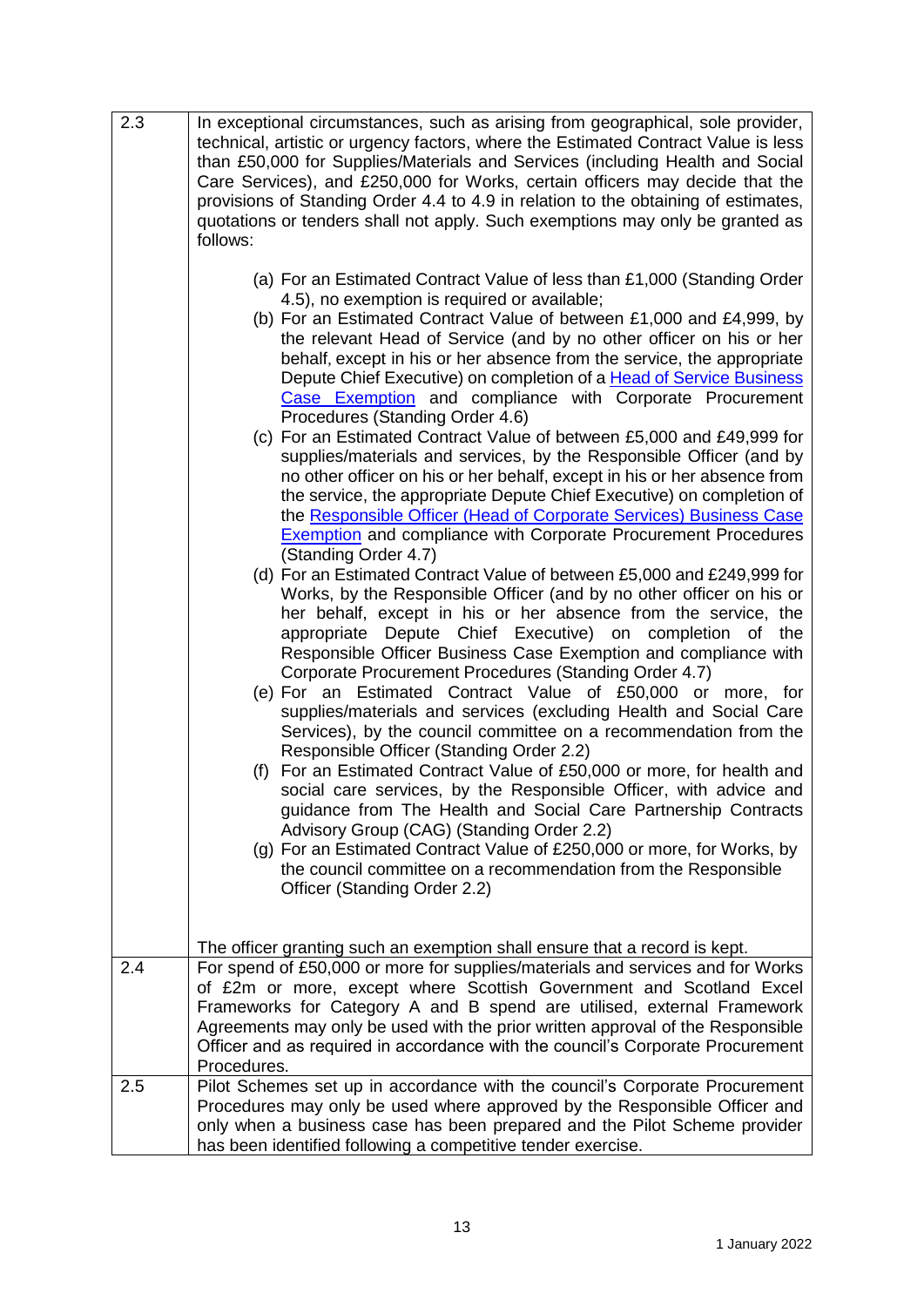| | |
|---|---|
| 2.3 | In exceptional circumstances, such as arising from geographical, sole provider, technical, artistic or urgency factors, where the Estimated Contract Value is less than £50,000 for Supplies/Materials and Services (including Health and Social Care Services), and £250,000 for Works, certain officers may decide that the provisions of Standing Order 4.4 to 4.9 in relation to the obtaining of estimates, quotations or tenders shall not apply. Such exemptions may only be granted as follows:<br><br>(a) For an Estimated Contract Value of less than £1,000 (Standing Order 4.5), no exemption is required or available;<br>(b) For an Estimated Contract Value of between £1,000 and £4,999, by the relevant Head of Service (and by no other officer on his or her behalf, except in his or her absence from the service, the appropriate Depute Chief Executive) on completion of a Head of Service Business Case Exemption and compliance with Corporate Procurement Procedures (Standing Order 4.6)<br>(c) For an Estimated Contract Value of between £5,000 and £49,999 for supplies/materials and services, by the Responsible Officer (and by no other officer on his or her behalf, except in his or her absence from the service, the appropriate Depute Chief Executive) on completion of the Responsible Officer (Head of Corporate Services) Business Case Exemption and compliance with Corporate Procurement Procedures (Standing Order 4.7)<br>(d) For an Estimated Contract Value of between £5,000 and £249,999 for Works, by the Responsible Officer (and by no other officer on his or her behalf, except in his or her absence from the service, the appropriate Depute Chief Executive) on completion of the Responsible Officer Business Case Exemption and compliance with Corporate Procurement Procedures (Standing Order 4.7)<br>(e) For an Estimated Contract Value of £50,000 or more, for supplies/materials and services (excluding Health and Social Care Services), by the council committee on a recommendation from the Responsible Officer (Standing Order 2.2)<br>(f) For an Estimated Contract Value of £50,000 or more, for health and social care services, by the Responsible Officer, with advice and guidance from The Health and Social Care Partnership Contracts Advisory Group (CAG) (Standing Order 2.2)<br>(g) For an Estimated Contract Value of £250,000 or more, for Works, by the council committee on a recommendation from the Responsible Officer (Standing Order 2.2)<br><br>The officer granting such an exemption shall ensure that a record is kept. |
| 2.4 | For spend of £50,000 or more for supplies/materials and services and for Works of £2m or more, except where Scottish Government and Scotland Excel Frameworks for Category A and B spend are utilised, external Framework Agreements may only be used with the prior written approval of the Responsible Officer and as required in accordance with the council's Corporate Procurement Procedures. |
| 2.5 | Pilot Schemes set up in accordance with the council's Corporate Procurement Procedures may only be used where approved by the Responsible Officer and only when a business case has been prepared and the Pilot Scheme provider has been identified following a competitive tender exercise. |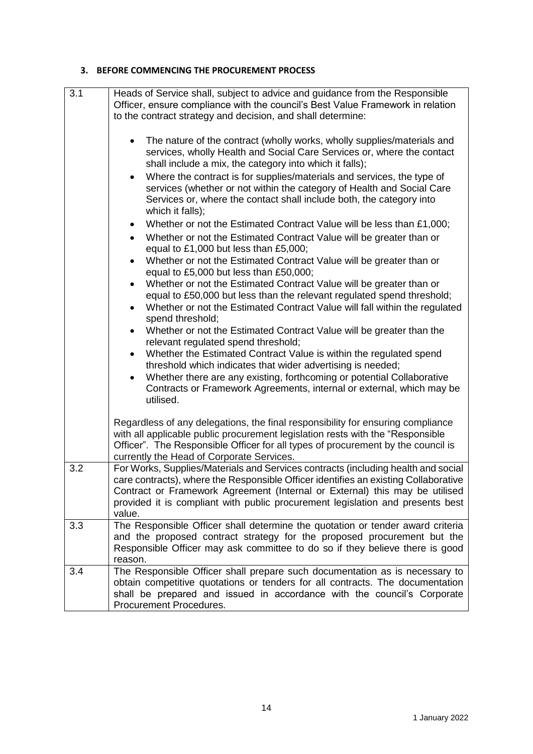### 3. BEFORE COMMENCING THE PROCUREMENT PROCESS

| | |
|---|---|
| 3.1 | Heads of Service shall, subject to advice and guidance from the Responsible Officer, ensure compliance with the council's Best Value Framework in relation to the contract strategy and decision, and shall determine:<br><br>• The nature of the contract (wholly works, wholly supplies/materials and services, wholly Health and Social Care Services or, where the contact shall include a mix, the category into which it falls);<br>• Where the contract is for supplies/materials and services, the type of services (whether or not within the category of Health and Social Care Services or, where the contact shall include both, the category into which it falls);<br>• Whether or not the Estimated Contract Value will be less than £1,000;<br>• Whether or not the Estimated Contract Value will be greater than or equal to £1,000 but less than £5,000;<br>• Whether or not the Estimated Contract Value will be greater than or equal to £5,000 but less than £50,000;<br>• Whether or not the Estimated Contract Value will be greater than or equal to £50,000 but less than the relevant regulated spend threshold;<br>• Whether or not the Estimated Contract Value will fall within the regulated spend threshold;<br>• Whether or not the Estimated Contract Value will be greater than the relevant regulated spend threshold;<br>• Whether the Estimated Contract Value is within the regulated spend threshold which indicates that wider advertising is needed;<br>• Whether there are any existing, forthcoming or potential Collaborative Contracts or Framework Agreements, internal or external, which may be utilised.<br><br>Regardless of any delegations, the final responsibility for ensuring compliance with all applicable public procurement legislation rests with the "Responsible Officer". The Responsible Officer for all types of procurement by the council is currently the Head of Corporate Services. |
| 3.2 | For Works, Supplies/Materials and Services contracts (including health and social care contracts), where the Responsible Officer identifies an existing Collaborative Contract or Framework Agreement (Internal or External) this may be utilised provided it is compliant with public procurement legislation and presents best value. |
| 3.3 | The Responsible Officer shall determine the quotation or tender award criteria and the proposed contract strategy for the proposed procurement but the Responsible Officer may ask committee to do so if they believe there is good reason. |
| 3.4 | The Responsible Officer shall prepare such documentation as is necessary to obtain competitive quotations or tenders for all contracts. The documentation shall be prepared and issued in accordance with the council's Corporate Procurement Procedures. |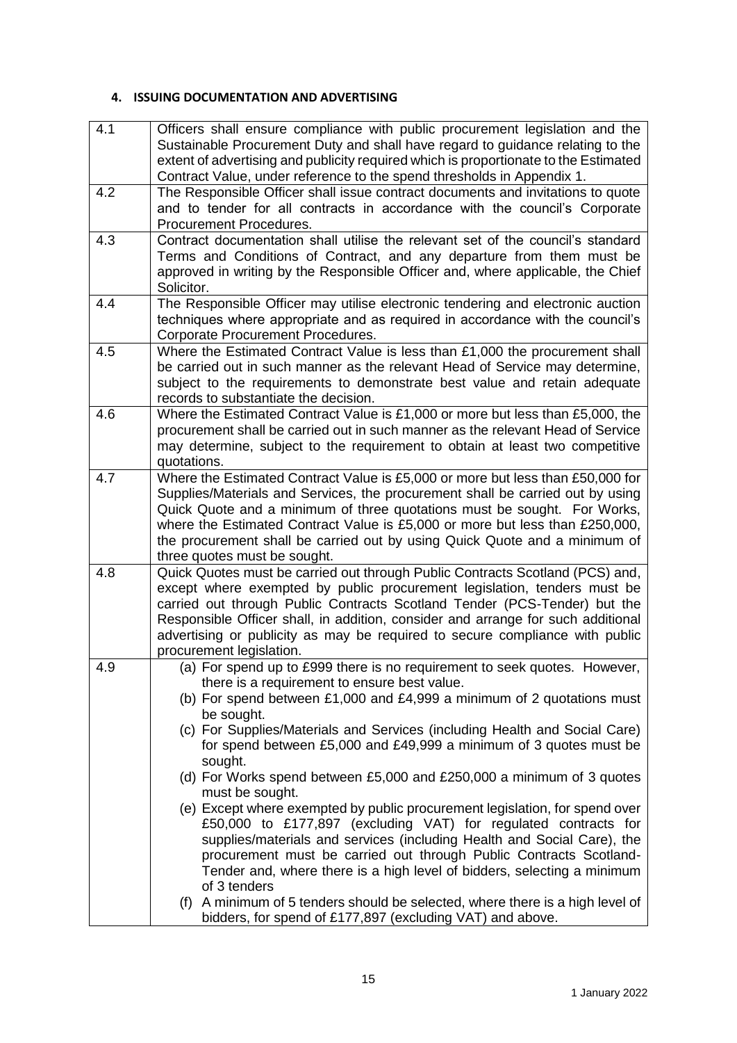## 4. ISSUING DOCUMENTATION AND ADVERTISING

| | |
|---|---|
| 4.1 | Officers shall ensure compliance with public procurement legislation and the Sustainable Procurement Duty and shall have regard to guidance relating to the extent of advertising and publicity required which is proportionate to the Estimated Contract Value, under reference to the spend thresholds in Appendix 1. |
| 4.2 | The Responsible Officer shall issue contract documents and invitations to quote and to tender for all contracts in accordance with the council's Corporate Procurement Procedures. |
| 4.3 | Contract documentation shall utilise the relevant set of the council's standard Terms and Conditions of Contract, and any departure from them must be approved in writing by the Responsible Officer and, where applicable, the Chief Solicitor. |
| 4.4 | The Responsible Officer may utilise electronic tendering and electronic auction techniques where appropriate and as required in accordance with the council's Corporate Procurement Procedures. |
| 4.5 | Where the Estimated Contract Value is less than £1,000 the procurement shall be carried out in such manner as the relevant Head of Service may determine, subject to the requirements to demonstrate best value and retain adequate records to substantiate the decision. |
| 4.6 | Where the Estimated Contract Value is £1,000 or more but less than £5,000, the procurement shall be carried out in such manner as the relevant Head of Service may determine, subject to the requirement to obtain at least two competitive quotations. |
| 4.7 | Where the Estimated Contract Value is £5,000 or more but less than £50,000 for Supplies/Materials and Services, the procurement shall be carried out by using Quick Quote and a minimum of three quotations must be sought. For Works, where the Estimated Contract Value is £5,000 or more but less than £250,000, the procurement shall be carried out by using Quick Quote and a minimum of three quotes must be sought. |
| 4.8 | Quick Quotes must be carried out through Public Contracts Scotland (PCS) and, except where exempted by public procurement legislation, tenders must be carried out through Public Contracts Scotland Tender (PCS-Tender) but the Responsible Officer shall, in addition, consider and arrange for such additional advertising or publicity as may be required to secure compliance with public procurement legislation. |
| 4.9 | (a) For spend up to £999 there is no requirement to seek quotes. However, there is a requirement to ensure best value.<br>(b) For spend between £1,000 and £4,999 a minimum of 2 quotations must be sought.<br>(c) For Supplies/Materials and Services (including Health and Social Care) for spend between £5,000 and £49,999 a minimum of 3 quotes must be sought.<br>(d) For Works spend between £5,000 and £250,000 a minimum of 3 quotes must be sought.<br>(e) Except where exempted by public procurement legislation, for spend over £50,000 to £177,897 (excluding VAT) for regulated contracts for supplies/materials and services (including Health and Social Care), the procurement must be carried out through Public Contracts Scotland-Tender and, where there is a high level of bidders, selecting a minimum of 3 tenders<br>(f) A minimum of 5 tenders should be selected, where there is a high level of bidders, for spend of £177,897 (excluding VAT) and above. |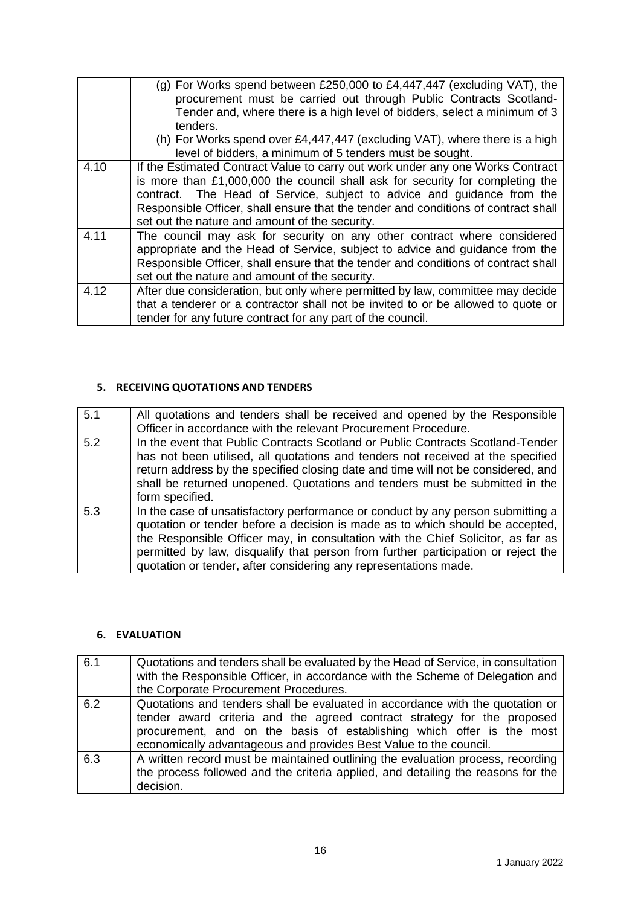| | |
|---|---|
| | (g) For Works spend between £250,000 to £4,447,447 (excluding VAT), the procurement must be carried out through Public Contracts Scotland-Tender and, where there is a high level of bidders, select a minimum of 3 tenders.<br>(h) For Works spend over £4,447,447 (excluding VAT), where there is a high level of bidders, a minimum of 5 tenders must be sought. |
| 4.10 | If the Estimated Contract Value to carry out work under any one Works Contract is more than £1,000,000 the council shall ask for security for completing the contract. The Head of Service, subject to advice and guidance from the Responsible Officer, shall ensure that the tender and conditions of contract shall set out the nature and amount of the security. |
| 4.11 | The council may ask for security on any other contract where considered appropriate and the Head of Service, subject to advice and guidance from the Responsible Officer, shall ensure that the tender and conditions of contract shall set out the nature and amount of the security. |
| 4.12 | After due consideration, but only where permitted by law, committee may decide that a tenderer or a contractor shall not be invited to or be allowed to quote or tender for any future contract for any part of the council. |

## 5. RECEIVING QUOTATIONS AND TENDERS

| | |
|---|---|
| 5.1 | All quotations and tenders shall be received and opened by the Responsible Officer in accordance with the relevant Procurement Procedure. |
| 5.2 | In the event that Public Contracts Scotland or Public Contracts Scotland-Tender has not been utilised, all quotations and tenders not received at the specified return address by the specified closing date and time will not be considered, and shall be returned unopened. Quotations and tenders must be submitted in the form specified. |
| 5.3 | In the case of unsatisfactory performance or conduct by any person submitting a quotation or tender before a decision is made as to which should be accepted, the Responsible Officer may, in consultation with the Chief Solicitor, as far as permitted by law, disqualify that person from further participation or reject the quotation or tender, after considering any representations made. |

## 6. EVALUATION

| | |
|---|---|
| 6.1 | Quotations and tenders shall be evaluated by the Head of Service, in consultation with the Responsible Officer, in accordance with the Scheme of Delegation and the Corporate Procurement Procedures. |
| 6.2 | Quotations and tenders shall be evaluated in accordance with the quotation or tender award criteria and the agreed contract strategy for the proposed procurement, and on the basis of establishing which offer is the most economically advantageous and provides Best Value to the council. |
| 6.3 | A written record must be maintained outlining the evaluation process, recording the process followed and the criteria applied, and detailing the reasons for the decision. |

1 January 2022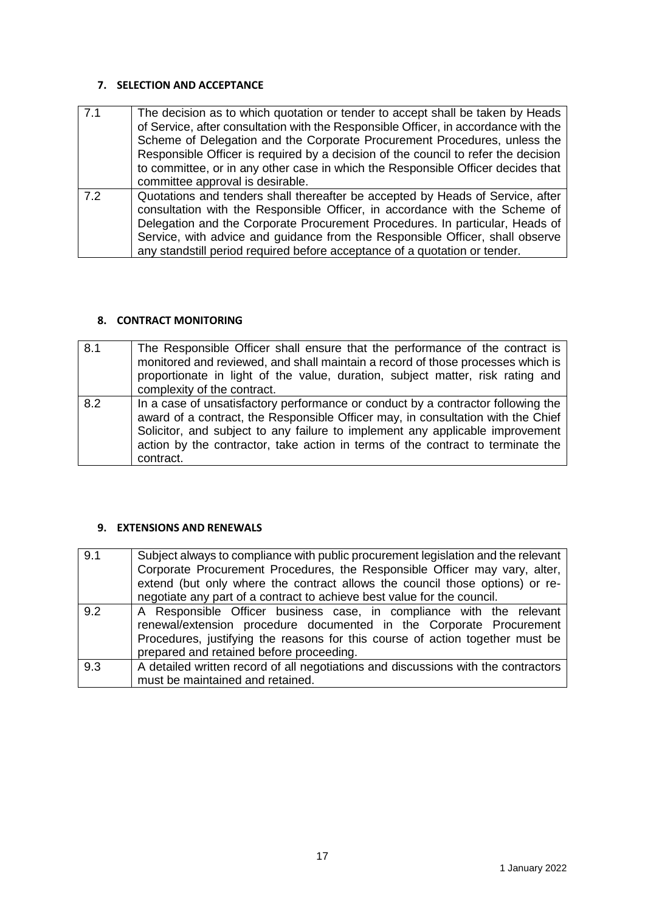## 7. SELECTION AND ACCEPTANCE

| | |
|---|---|
| 7.1 | The decision as to which quotation or tender to accept shall be taken by Heads of Service, after consultation with the Responsible Officer, in accordance with the Scheme of Delegation and the Corporate Procurement Procedures, unless the Responsible Officer is required by a decision of the council to refer the decision to committee, or in any other case in which the Responsible Officer decides that committee approval is desirable. |
| 7.2 | Quotations and tenders shall thereafter be accepted by Heads of Service, after consultation with the Responsible Officer, in accordance with the Scheme of Delegation and the Corporate Procurement Procedures. In particular, Heads of Service, with advice and guidance from the Responsible Officer, shall observe any standstill period required before acceptance of a quotation or tender. |

## 8. CONTRACT MONITORING

| | |
|---|---|
| 8.1 | The Responsible Officer shall ensure that the performance of the contract is monitored and reviewed, and shall maintain a record of those processes which is proportionate in light of the value, duration, subject matter, risk rating and complexity of the contract. |
| 8.2 | In a case of unsatisfactory performance or conduct by a contractor following the award of a contract, the Responsible Officer may, in consultation with the Chief Solicitor, and subject to any failure to implement any applicable improvement action by the contractor, take action in terms of the contract to terminate the contract. |

## 9. EXTENSIONS AND RENEWALS

| | |
|---|---|
| 9.1 | Subject always to compliance with public procurement legislation and the relevant Corporate Procurement Procedures, the Responsible Officer may vary, alter, extend (but only where the contract allows the council those options) or re-negotiate any part of a contract to achieve best value for the council. |
| 9.2 | A Responsible Officer business case, in compliance with the relevant renewal/extension procedure documented in the Corporate Procurement Procedures, justifying the reasons for this course of action together must be prepared and retained before proceeding. |
| 9.3 | A detailed written record of all negotiations and discussions with the contractors must be maintained and retained. |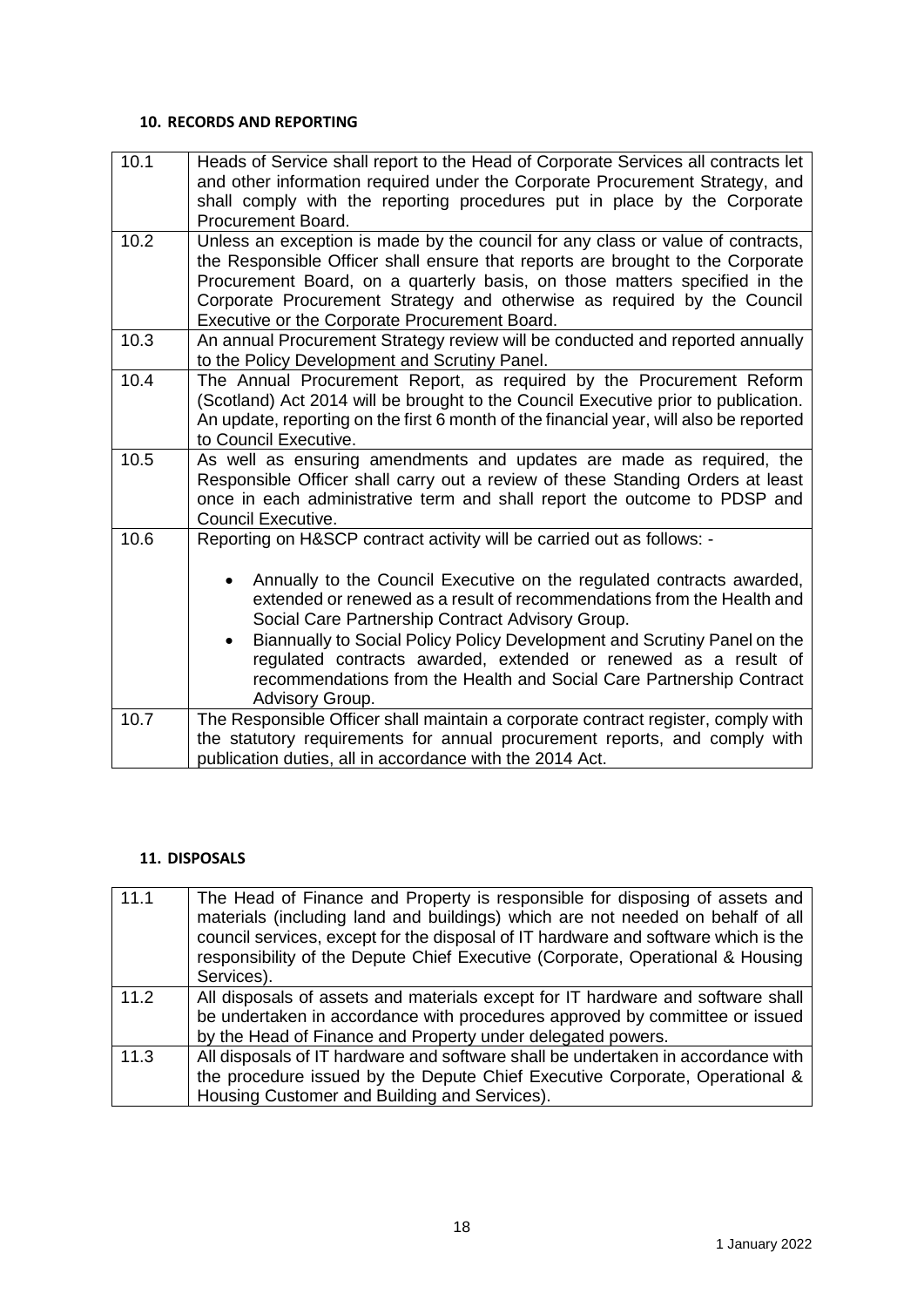#### 10. RECORDS AND REPORTING

| | |
|---|---|
| 10.1 | Heads of Service shall report to the Head of Corporate Services all contracts let and other information required under the Corporate Procurement Strategy, and shall comply with the reporting procedures put in place by the Corporate Procurement Board. |
| 10.2 | Unless an exception is made by the council for any class or value of contracts, the Responsible Officer shall ensure that reports are brought to the Corporate Procurement Board, on a quarterly basis, on those matters specified in the Corporate Procurement Strategy and otherwise as required by the Council Executive or the Corporate Procurement Board. |
| 10.3 | An annual Procurement Strategy review will be conducted and reported annually to the Policy Development and Scrutiny Panel. |
| 10.4 | The Annual Procurement Report, as required by the Procurement Reform (Scotland) Act 2014 will be brought to the Council Executive prior to publication. An update, reporting on the first 6 month of the financial year, will also be reported to Council Executive. |
| 10.5 | As well as ensuring amendments and updates are made as required, the Responsible Officer shall carry out a review of these Standing Orders at least once in each administrative term and shall report the outcome to PDSP and Council Executive. |
| 10.6 | Reporting on H&SCP contract activity will be carried out as follows: - <br><br> • Annually to the Council Executive on the regulated contracts awarded, extended or renewed as a result of recommendations from the Health and Social Care Partnership Contract Advisory Group. <br> • Biannually to Social Policy Policy Development and Scrutiny Panel on the regulated contracts awarded, extended or renewed as a result of recommendations from the Health and Social Care Partnership Contract Advisory Group. |
| 10.7 | The Responsible Officer shall maintain a corporate contract register, comply with the statutory requirements for annual procurement reports, and comply with publication duties, all in accordance with the 2014 Act. |

#### 11. DISPOSALS

| | |
|---|---|
| 11.1 | The Head of Finance and Property is responsible for disposing of assets and materials (including land and buildings) which are not needed on behalf of all council services, except for the disposal of IT hardware and software which is the responsibility of the Depute Chief Executive (Corporate, Operational & Housing Services). |
| 11.2 | All disposals of assets and materials except for IT hardware and software shall be undertaken in accordance with procedures approved by committee or issued by the Head of Finance and Property under delegated powers. |
| 11.3 | All disposals of IT hardware and software shall be undertaken in accordance with the procedure issued by the Depute Chief Executive Corporate, Operational & Housing Customer and Building and Services). |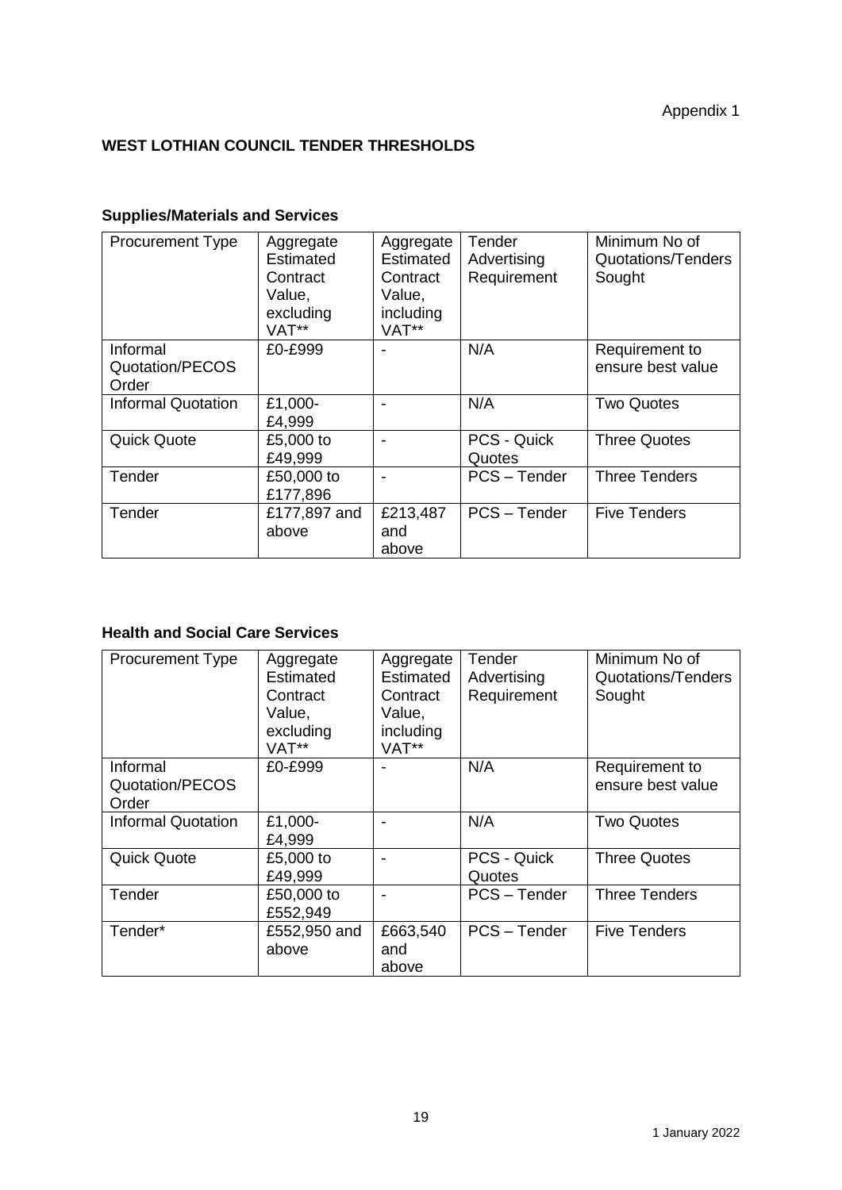Appendix 1

## WEST LOTHIAN COUNCIL TENDER THRESHOLDS

### Supplies/Materials and Services

| Procurement Type | Aggregate Estimated Contract Value, excluding VAT** | Aggregate Estimated Contract Value, including VAT** | Tender Advertising Requirement | Minimum No of Quotations/Tenders Sought |
|---|---|---|---|---|
| Informal Quotation/PECOS Order | £0-£999 | - | N/A | Requirement to ensure best value |
| Informal Quotation | £1,000-£4,999 | - | N/A | Two Quotes |
| Quick Quote | £5,000 to £49,999 | - | PCS - Quick Quotes | Three Quotes |
| Tender | £50,000 to £177,896 | - | PCS – Tender | Three Tenders |
| Tender | £177,897 and above | £213,487 and above | PCS – Tender | Five Tenders |

### Health and Social Care Services

| Procurement Type | Aggregate Estimated Contract Value, excluding VAT** | Aggregate Estimated Contract Value, including VAT** | Tender Advertising Requirement | Minimum No of Quotations/Tenders Sought |
|---|---|---|---|---|
| Informal Quotation/PECOS Order | £0-£999 | - | N/A | Requirement to ensure best value |
| Informal Quotation | £1,000-£4,999 | - | N/A | Two Quotes |
| Quick Quote | £5,000 to £49,999 | - | PCS - Quick Quotes | Three Quotes |
| Tender | £50,000 to £552,949 | - | PCS – Tender | Three Tenders |
| Tender* | £552,950 and above | £663,540 and above | PCS – Tender | Five Tenders |

1 January 2022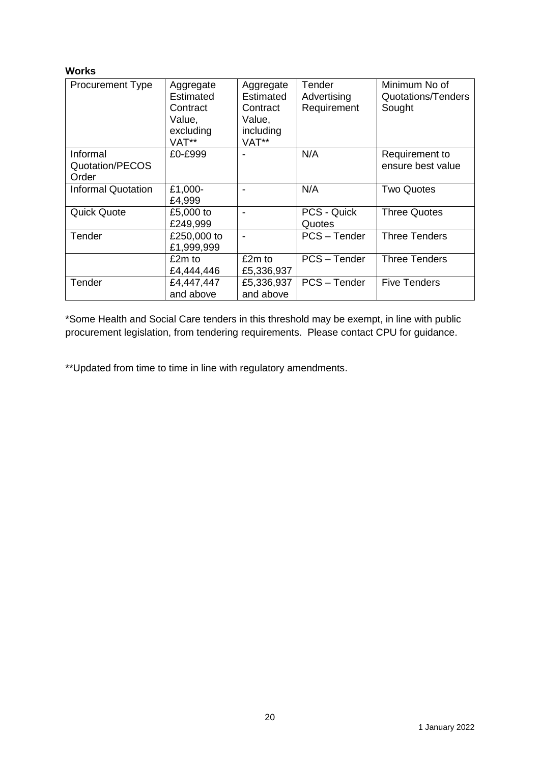**Works**

| Procurement Type | Aggregate Estimated Contract Value, excluding VAT** | Aggregate Estimated Contract Value, including VAT** | Tender Advertising Requirement | Minimum No of Quotations/Tenders Sought |
|---|---|---|---|---|
| Informal Quotation/PECOS Order | £0-£999 | - | N/A | Requirement to ensure best value |
| Informal Quotation | £1,000-£4,999 | - | N/A | Two Quotes |
| Quick Quote | £5,000 to £249,999 | - | PCS - Quick Quotes | Three Quotes |
| Tender | £250,000 to £1,999,999 | - | PCS – Tender | Three Tenders |
| | £2m to £4,444,446 | £2m to £5,336,937 | PCS – Tender | Three Tenders |
| Tender | £4,447,447 and above | £5,336,937 and above | PCS – Tender | Five Tenders |

*Some Health and Social Care tenders in this threshold may be exempt, in line with public procurement legislation, from tendering requirements. Please contact CPU for guidance.

**Updated from time to time in line with regulatory amendments.

1 January 2022